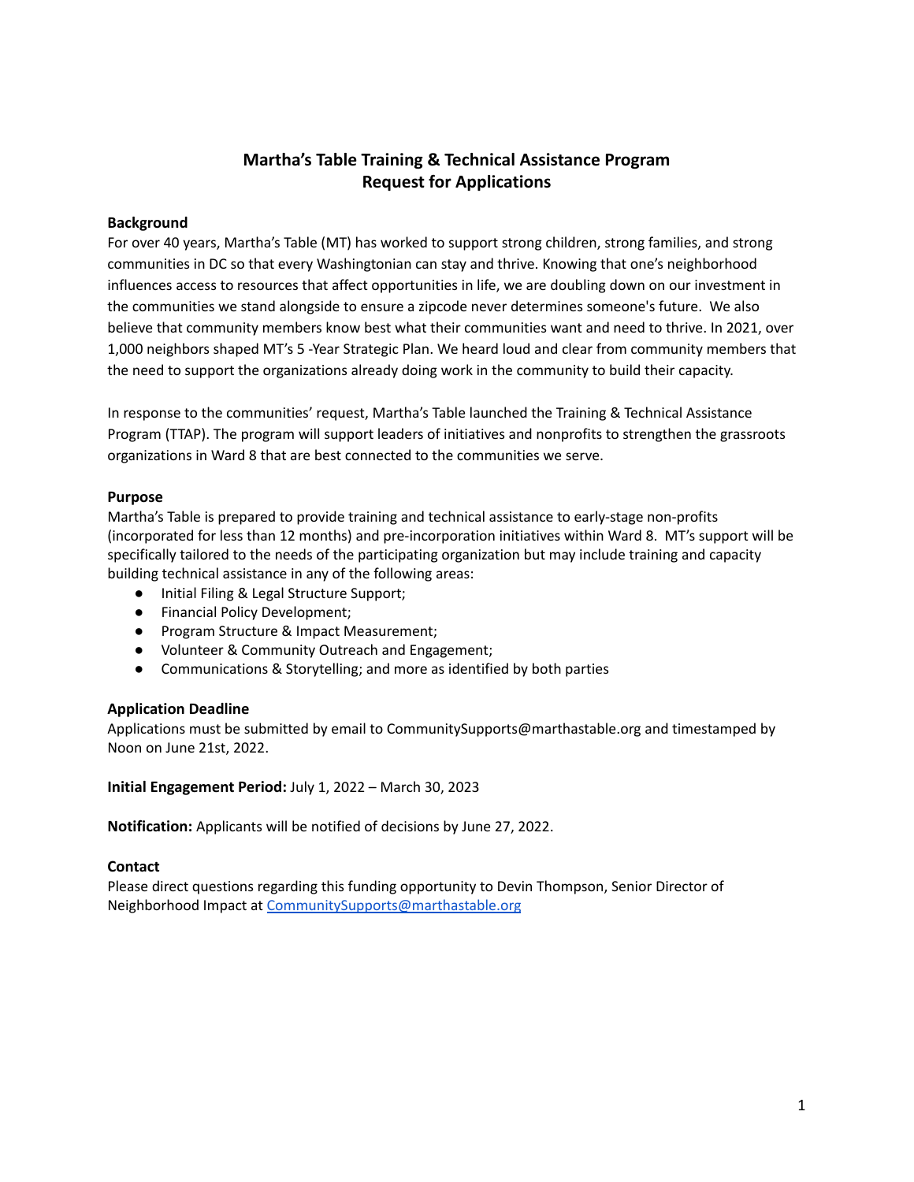# Martha's Table Training & Technical Assistance Program
# Request for Applications

**Background**

For over 40 years, Martha's Table (MT) has worked to support strong children, strong families, and strong communities in DC so that every Washingtonian can stay and thrive. Knowing that one's neighborhood influences access to resources that affect opportunities in life, we are doubling down on our investment in the communities we stand alongside to ensure a zipcode never determines someone's future. We also believe that community members know best what their communities want and need to thrive. In 2021, over 1,000 neighbors shaped MT's 5 -Year Strategic Plan. We heard loud and clear from community members that the need to support the organizations already doing work in the community to build their capacity.

In response to the communities' request, Martha's Table launched the Training & Technical Assistance Program (TTAP). The program will support leaders of initiatives and nonprofits to strengthen the grassroots organizations in Ward 8 that are best connected to the communities we serve.

**Purpose**

Martha's Table is prepared to provide training and technical assistance to early-stage non-profits (incorporated for less than 12 months) and pre-incorporation initiatives within Ward 8. MT's support will be specifically tailored to the needs of the participating organization but may include training and capacity building technical assistance in any of the following areas:

- Initial Filing & Legal Structure Support;
- Financial Policy Development;
- Program Structure & Impact Measurement;
- Volunteer & Community Outreach and Engagement;
- Communications & Storytelling; and more as identified by both parties

**Application Deadline**

Applications must be submitted by email to CommunitySupports@marthastable.org and timestamped by Noon on June 21st, 2022.

**Initial Engagement Period:** July 1, 2022 – March 30, 2023

**Notification:** Applicants will be notified of decisions by June 27, 2022.

**Contact**

Please direct questions regarding this funding opportunity to Devin Thompson, Senior Director of Neighborhood Impact at CommunitySupports@marthastable.org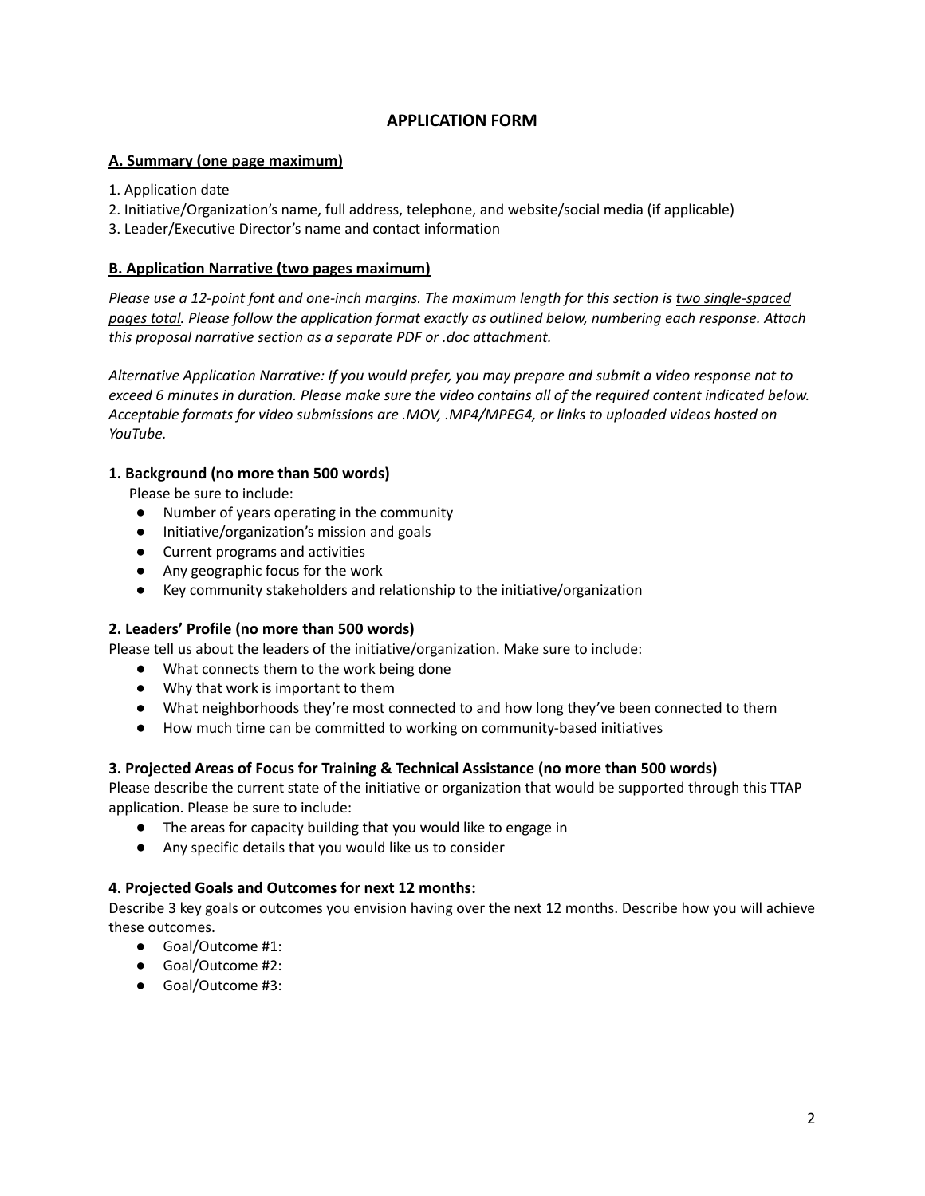# APPLICATION FORM

## A. Summary (one page maximum)

1. Application date
2. Initiative/Organization's name, full address, telephone, and website/social media (if applicable)
3. Leader/Executive Director's name and contact information

## B. Application Narrative (two pages maximum)

*Please use a 12-point font and one-inch margins. The maximum length for this section is two single-spaced pages total. Please follow the application format exactly as outlined below, numbering each response. Attach this proposal narrative section as a separate PDF or .doc attachment.*

*Alternative Application Narrative: If you would prefer, you may prepare and submit a video response not to exceed 6 minutes in duration. Please make sure the video contains all of the required content indicated below. Acceptable formats for video submissions are .MOV, .MP4/MPEG4, or links to uploaded videos hosted on YouTube.*

### 1. Background (no more than 500 words)

Please be sure to include:

- Number of years operating in the community
- Initiative/organization's mission and goals
- Current programs and activities
- Any geographic focus for the work
- Key community stakeholders and relationship to the initiative/organization

### 2. Leaders' Profile (no more than 500 words)

Please tell us about the leaders of the initiative/organization. Make sure to include:

- What connects them to the work being done
- Why that work is important to them
- What neighborhoods they're most connected to and how long they've been connected to them
- How much time can be committed to working on community-based initiatives

### 3. Projected Areas of Focus for Training & Technical Assistance (no more than 500 words)

Please describe the current state of the initiative or organization that would be supported through this TTAP application. Please be sure to include:

- The areas for capacity building that you would like to engage in
- Any specific details that you would like us to consider

### 4. Projected Goals and Outcomes for next 12 months:

Describe 3 key goals or outcomes you envision having over the next 12 months. Describe how you will achieve these outcomes.

- Goal/Outcome #1:
- Goal/Outcome #2:
- Goal/Outcome #3: